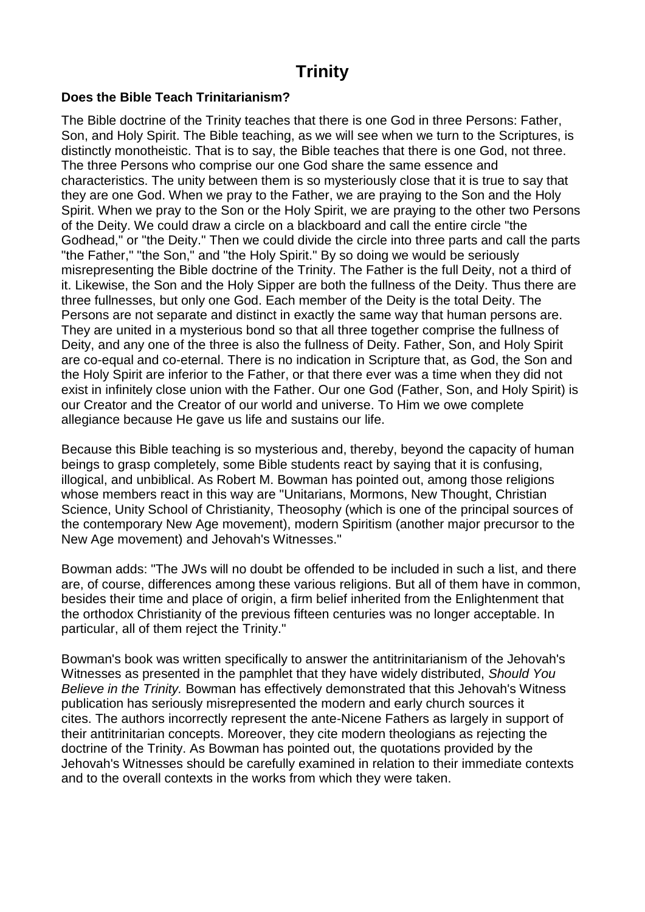# Trinity

**Does the Bible Teach Trinitarianism?**

The Bible doctrine of the Trinity teaches that there is one God in three Persons: Father, Son, and Holy Spirit. The Bible teaching, as we will see when we turn to the Scriptures, is distinctly monotheistic. That is to say, the Bible teaches that there is one God, not three. The three Persons who comprise our one God share the same essence and characteristics. The unity between them is so mysteriously close that it is true to say that they are one God. When we pray to the Father, we are praying to the Son and the Holy Spirit. When we pray to the Son or the Holy Spirit, we are praying to the other two Persons of the Deity. We could draw a circle on a blackboard and call the entire circle "the Godhead," or "the Deity." Then we could divide the circle into three parts and call the parts "the Father," "the Son," and "the Holy Spirit." By so doing we would be seriously misrepresenting the Bible doctrine of the Trinity. The Father is the full Deity, not a third of it. Likewise, the Son and the Holy Sipper are both the fullness of the Deity. Thus there are three fullnesses, but only one God. Each member of the Deity is the total Deity. The Persons are not separate and distinct in exactly the same way that human persons are. They are united in a mysterious bond so that all three together comprise the fullness of Deity, and any one of the three is also the fullness of Deity. Father, Son, and Holy Spirit are co-equal and co-eternal. There is no indication in Scripture that, as God, the Son and the Holy Spirit are inferior to the Father, or that there ever was a time when they did not exist in infinitely close union with the Father. Our one God (Father, Son, and Holy Spirit) is our Creator and the Creator of our world and universe. To Him we owe complete allegiance because He gave us life and sustains our life.

Because this Bible teaching is so mysterious and, thereby, beyond the capacity of human beings to grasp completely, some Bible students react by saying that it is confusing, illogical, and unbiblical. As Robert M. Bowman has pointed out, among those religions whose members react in this way are "Unitarians, Mormons, New Thought, Christian Science, Unity School of Christianity, Theosophy (which is one of the principal sources of the contemporary New Age movement), modern Spiritism (another major precursor to the New Age movement) and Jehovah's Witnesses."

Bowman adds: "The JWs will no doubt be offended to be included in such a list, and there are, of course, differences among these various religions. But all of them have in common, besides their time and place of origin, a firm belief inherited from the Enlightenment that the orthodox Christianity of the previous fifteen centuries was no longer acceptable. In particular, all of them reject the Trinity."

Bowman's book was written specifically to answer the antitrinitarianism of the Jehovah's Witnesses as presented in the pamphlet that they have widely distributed, *Should You Believe in the Trinity.* Bowman has effectively demonstrated that this Jehovah's Witness publication has seriously misrepresented the modern and early church sources it cites. The authors incorrectly represent the ante-Nicene Fathers as largely in support of their antitrinitarian concepts. Moreover, they cite modern theologians as rejecting the doctrine of the Trinity. As Bowman has pointed out, the quotations provided by the Jehovah's Witnesses should be carefully examined in relation to their immediate contexts and to the overall contexts in the works from which they were taken.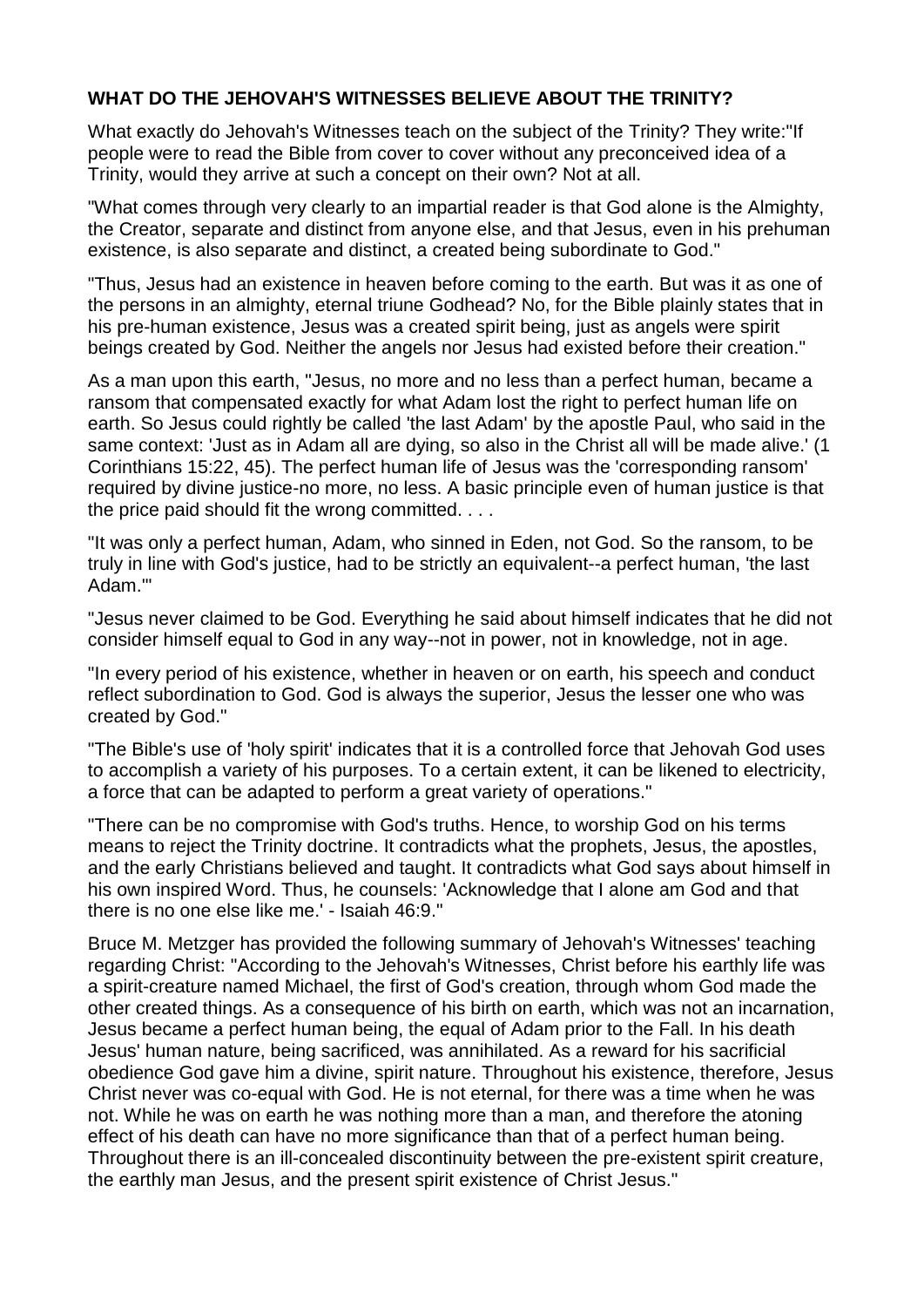**WHAT DO THE JEHOVAH'S WITNESSES BELIEVE ABOUT THE TRINITY?**

What exactly do Jehovah's Witnesses teach on the subject of the Trinity? They write:"If people were to read the Bible from cover to cover without any preconceived idea of a Trinity, would they arrive at such a concept on their own? Not at all.

"What comes through very clearly to an impartial reader is that God alone is the Almighty, the Creator, separate and distinct from anyone else, and that Jesus, even in his prehuman existence, is also separate and distinct, a created being subordinate to God."

"Thus, Jesus had an existence in heaven before coming to the earth. But was it as one of the persons in an almighty, eternal triune Godhead? No, for the Bible plainly states that in his pre-human existence, Jesus was a created spirit being, just as angels were spirit beings created by God. Neither the angels nor Jesus had existed before their creation."

As a man upon this earth, "Jesus, no more and no less than a perfect human, became a ransom that compensated exactly for what Adam lost the right to perfect human life on earth. So Jesus could rightly be called 'the last Adam' by the apostle Paul, who said in the same context: 'Just as in Adam all are dying, so also in the Christ all will be made alive.' (1 Corinthians 15:22, 45). The perfect human life of Jesus was the 'corresponding ransom' required by divine justice-no more, no less. A basic principle even of human justice is that the price paid should fit the wrong committed. . . .

"It was only a perfect human, Adam, who sinned in Eden, not God. So the ransom, to be truly in line with God's justice, had to be strictly an equivalent--a perfect human, 'the last Adam.'"

"Jesus never claimed to be God. Everything he said about himself indicates that he did not consider himself equal to God in any way--not in power, not in knowledge, not in age.

"In every period of his existence, whether in heaven or on earth, his speech and conduct reflect subordination to God. God is always the superior, Jesus the lesser one who was created by God."

"The Bible's use of 'holy spirit' indicates that it is a controlled force that Jehovah God uses to accomplish a variety of his purposes. To a certain extent, it can be likened to electricity, a force that can be adapted to perform a great variety of operations."

"There can be no compromise with God's truths. Hence, to worship God on his terms means to reject the Trinity doctrine. It contradicts what the prophets, Jesus, the apostles, and the early Christians believed and taught. It contradicts what God says about himself in his own inspired Word. Thus, he counsels: 'Acknowledge that I alone am God and that there is no one else like me.' - Isaiah 46:9."

Bruce M. Metzger has provided the following summary of Jehovah's Witnesses' teaching regarding Christ: "According to the Jehovah's Witnesses, Christ before his earthly life was a spirit-creature named Michael, the first of God's creation, through whom God made the other created things. As a consequence of his birth on earth, which was not an incarnation, Jesus became a perfect human being, the equal of Adam prior to the Fall. In his death Jesus' human nature, being sacrificed, was annihilated. As a reward for his sacrificial obedience God gave him a divine, spirit nature. Throughout his existence, therefore, Jesus Christ never was co-equal with God. He is not eternal, for there was a time when he was not. While he was on earth he was nothing more than a man, and therefore the atoning effect of his death can have no more significance than that of a perfect human being. Throughout there is an ill-concealed discontinuity between the pre-existent spirit creature, the earthly man Jesus, and the present spirit existence of Christ Jesus."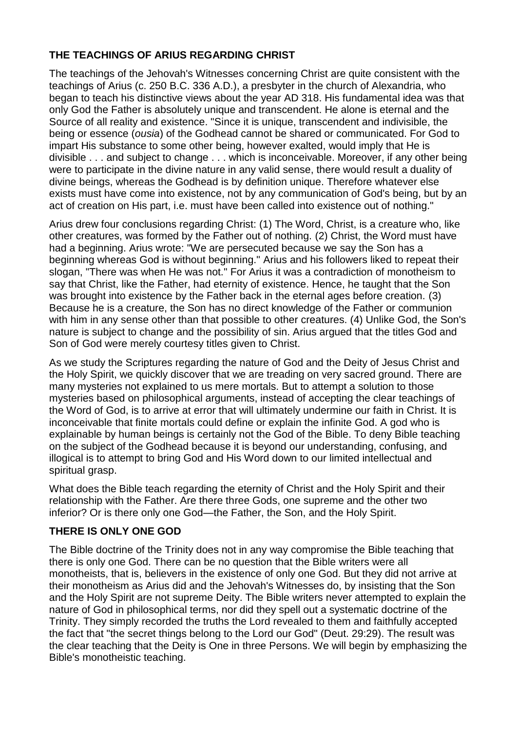**THE TEACHINGS OF ARIUS REGARDING CHRIST**

The teachings of the Jehovah's Witnesses concerning Christ are quite consistent with the teachings of Arius (c. 250 B.C. 336 A.D.), a presbyter in the church of Alexandria, who began to teach his distinctive views about the year AD 318. His fundamental idea was that only God the Father is absolutely unique and transcendent. He alone is eternal and the Source of all reality and existence. "Since it is unique, transcendent and indivisible, the being or essence (*ousia*) of the Godhead cannot be shared or communicated. For God to impart His substance to some other being, however exalted, would imply that He is divisible . . . and subject to change . . . which is inconceivable. Moreover, if any other being were to participate in the divine nature in any valid sense, there would result a duality of divine beings, whereas the Godhead is by definition unique. Therefore whatever else exists must have come into existence, not by any communication of God's being, but by an act of creation on His part, i.e. must have been called into existence out of nothing."

Arius drew four conclusions regarding Christ: (1) The Word, Christ, is a creature who, like other creatures, was formed by the Father out of nothing. (2) Christ, the Word must have had a beginning. Arius wrote: "We are persecuted because we say the Son has a beginning whereas God is without beginning." Arius and his followers liked to repeat their slogan, "There was when He was not." For Arius it was a contradiction of monotheism to say that Christ, like the Father, had eternity of existence. Hence, he taught that the Son was brought into existence by the Father back in the eternal ages before creation. (3) Because he is a creature, the Son has no direct knowledge of the Father or communion with him in any sense other than that possible to other creatures. (4) Unlike God, the Son's nature is subject to change and the possibility of sin. Arius argued that the titles God and Son of God were merely courtesy titles given to Christ.

As we study the Scriptures regarding the nature of God and the Deity of Jesus Christ and the Holy Spirit, we quickly discover that we are treading on very sacred ground. There are many mysteries not explained to us mere mortals. But to attempt a solution to those mysteries based on philosophical arguments, instead of accepting the clear teachings of the Word of God, is to arrive at error that will ultimately undermine our faith in Christ. It is inconceivable that finite mortals could define or explain the infinite God. A god who is explainable by human beings is certainly not the God of the Bible. To deny Bible teaching on the subject of the Godhead because it is beyond our understanding, confusing, and illogical is to attempt to bring God and His Word down to our limited intellectual and spiritual grasp.

What does the Bible teach regarding the eternity of Christ and the Holy Spirit and their relationship with the Father. Are there three Gods, one supreme and the other two inferior? Or is there only one God—the Father, the Son, and the Holy Spirit.

**THERE IS ONLY ONE GOD**

The Bible doctrine of the Trinity does not in any way compromise the Bible teaching that there is only one God. There can be no question that the Bible writers were all monotheists, that is, believers in the existence of only one God. But they did not arrive at their monotheism as Arius did and the Jehovah's Witnesses do, by insisting that the Son and the Holy Spirit are not supreme Deity. The Bible writers never attempted to explain the nature of God in philosophical terms, nor did they spell out a systematic doctrine of the Trinity. They simply recorded the truths the Lord revealed to them and faithfully accepted the fact that "the secret things belong to the Lord our God" (Deut. 29:29). The result was the clear teaching that the Deity is One in three Persons. We will begin by emphasizing the Bible's monotheistic teaching.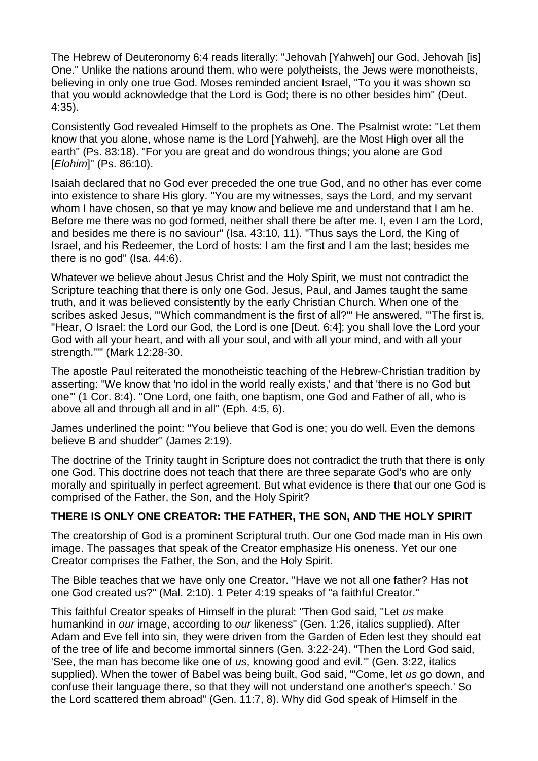The Hebrew of Deuteronomy 6:4 reads literally: "Jehovah [Yahweh] our God, Jehovah [is] One." Unlike the nations around them, who were polytheists, the Jews were monotheists, believing in only one true God. Moses reminded ancient Israel, "To you it was shown so that you would acknowledge that the Lord is God; there is no other besides him" (Deut. 4:35).

Consistently God revealed Himself to the prophets as One. The Psalmist wrote: "Let them know that you alone, whose name is the Lord [Yahweh], are the Most High over all the earth" (Ps. 83:18). "For you are great and do wondrous things; you alone are God [*Elohim*]" (Ps. 86:10).

Isaiah declared that no God ever preceded the one true God, and no other has ever come into existence to share His glory. "You are my witnesses, says the Lord, and my servant whom I have chosen, so that ye may know and believe me and understand that I am he. Before me there was no god formed, neither shall there be after me. I, even I am the Lord, and besides me there is no saviour" (Isa. 43:10, 11). "Thus says the Lord, the King of Israel, and his Redeemer, the Lord of hosts: I am the first and I am the last; besides me there is no god" (Isa. 44:6).

Whatever we believe about Jesus Christ and the Holy Spirit, we must not contradict the Scripture teaching that there is only one God. Jesus, Paul, and James taught the same truth, and it was believed consistently by the early Christian Church. When one of the scribes asked Jesus, "'Which commandment is the first of all?'" He answered, "'The first is, "Hear, O Israel: the Lord our God, the Lord is one [Deut. 6:4]; you shall love the Lord your God with all your heart, and with all your soul, and with all your mind, and with all your strength."'" (Mark 12:28-30.

The apostle Paul reiterated the monotheistic teaching of the Hebrew-Christian tradition by asserting: "We know that 'no idol in the world really exists,' and that 'there is no God but one'" (1 Cor. 8:4). "One Lord, one faith, one baptism, one God and Father of all, who is above all and through all and in all" (Eph. 4:5, 6).

James underlined the point: "You believe that God is one; you do well. Even the demons believe B and shudder" (James 2:19).

The doctrine of the Trinity taught in Scripture does not contradict the truth that there is only one God. This doctrine does not teach that there are three separate God's who are only morally and spiritually in perfect agreement. But what evidence is there that our one God is comprised of the Father, the Son, and the Holy Spirit?

**THERE IS ONLY ONE CREATOR: THE FATHER, THE SON, AND THE HOLY SPIRIT**

The creatorship of God is a prominent Scriptural truth. Our one God made man in His own image. The passages that speak of the Creator emphasize His oneness. Yet our one Creator comprises the Father, the Son, and the Holy Spirit.

The Bible teaches that we have only one Creator. "Have we not all one father? Has not one God created us?" (Mal. 2:10). 1 Peter 4:19 speaks of "a faithful Creator."

This faithful Creator speaks of Himself in the plural: "Then God said, "Let *us* make humankind in *our* image, according to *our* likeness" (Gen. 1:26, italics supplied). After Adam and Eve fell into sin, they were driven from the Garden of Eden lest they should eat of the tree of life and become immortal sinners (Gen. 3:22-24). "Then the Lord God said, 'See, the man has become like one of *us*, knowing good and evil.'" (Gen. 3:22, italics supplied). When the tower of Babel was being built, God said, "'Come, let *us* go down, and confuse their language there, so that they will not understand one another's speech.' So the Lord scattered them abroad" (Gen. 11:7, 8). Why did God speak of Himself in the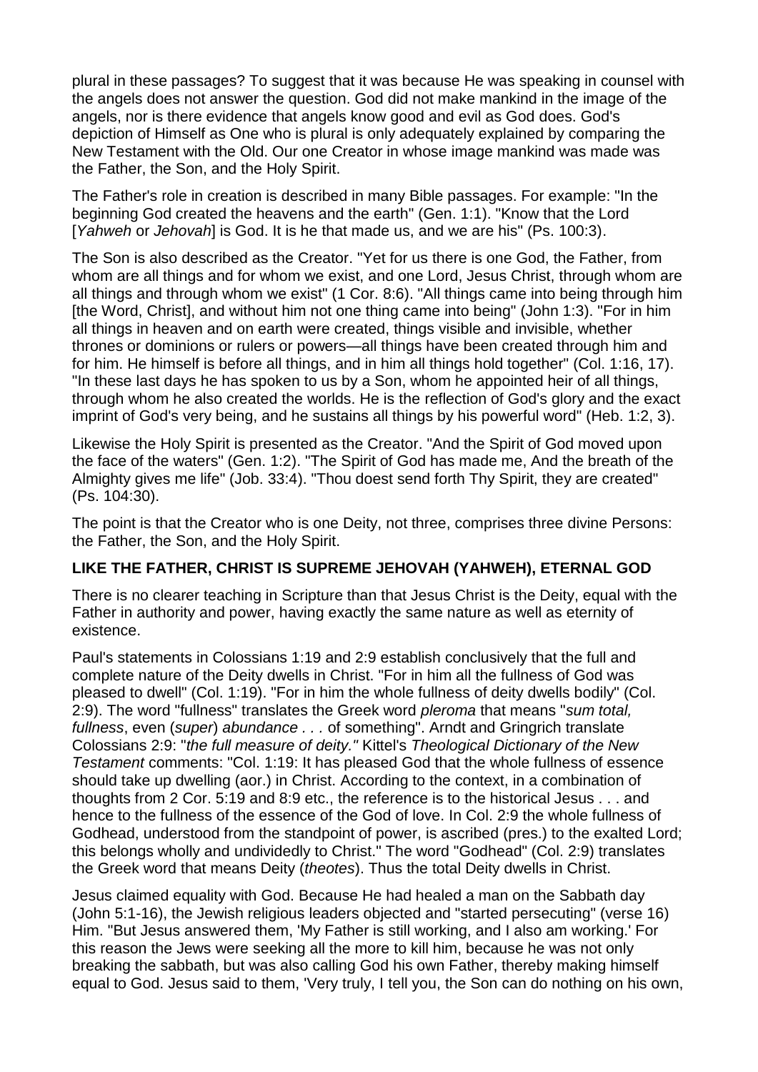plural in these passages? To suggest that it was because He was speaking in counsel with the angels does not answer the question. God did not make mankind in the image of the angels, nor is there evidence that angels know good and evil as God does. God's depiction of Himself as One who is plural is only adequately explained by comparing the New Testament with the Old. Our one Creator in whose image mankind was made was the Father, the Son, and the Holy Spirit.

The Father's role in creation is described in many Bible passages. For example: "In the beginning God created the heavens and the earth" (Gen. 1:1). "Know that the Lord [*Yahweh* or *Jehovah*] is God. It is he that made us, and we are his" (Ps. 100:3).

The Son is also described as the Creator. "Yet for us there is one God, the Father, from whom are all things and for whom we exist, and one Lord, Jesus Christ, through whom are all things and through whom we exist" (1 Cor. 8:6). "All things came into being through him [the Word, Christ], and without him not one thing came into being" (John 1:3). "For in him all things in heaven and on earth were created, things visible and invisible, whether thrones or dominions or rulers or powers—all things have been created through him and for him. He himself is before all things, and in him all things hold together" (Col. 1:16, 17). "In these last days he has spoken to us by a Son, whom he appointed heir of all things, through whom he also created the worlds. He is the reflection of God's glory and the exact imprint of God's very being, and he sustains all things by his powerful word" (Heb. 1:2, 3).

Likewise the Holy Spirit is presented as the Creator. "And the Spirit of God moved upon the face of the waters" (Gen. 1:2). "The Spirit of God has made me, And the breath of the Almighty gives me life" (Job. 33:4). "Thou doest send forth Thy Spirit, they are created" (Ps. 104:30).

The point is that the Creator who is one Deity, not three, comprises three divine Persons: the Father, the Son, and the Holy Spirit.

## LIKE THE FATHER, CHRIST IS SUPREME JEHOVAH (YAHWEH), ETERNAL GOD

There is no clearer teaching in Scripture than that Jesus Christ is the Deity, equal with the Father in authority and power, having exactly the same nature as well as eternity of existence.

Paul's statements in Colossians 1:19 and 2:9 establish conclusively that the full and complete nature of the Deity dwells in Christ. "For in him all the fullness of God was pleased to dwell" (Col. 1:19). "For in him the whole fullness of deity dwells bodily" (Col. 2:9). The word "fullness" translates the Greek word *pleroma* that means "*sum total, fullness*, even (*super*) *abundance . . .* of something". Arndt and Gringrich translate Colossians 2:9: "*the full measure of deity."* Kittel's *Theological Dictionary of the New Testament* comments: "Col. 1:19: It has pleased God that the whole fullness of essence should take up dwelling (aor.) in Christ. According to the context, in a combination of thoughts from 2 Cor. 5:19 and 8:9 etc., the reference is to the historical Jesus . . . and hence to the fullness of the essence of the God of love. In Col. 2:9 the whole fullness of Godhead, understood from the standpoint of power, is ascribed (pres.) to the exalted Lord; this belongs wholly and undividedly to Christ." The word "Godhead" (Col. 2:9) translates the Greek word that means Deity (*theotes*). Thus the total Deity dwells in Christ.

Jesus claimed equality with God. Because He had healed a man on the Sabbath day (John 5:1-16), the Jewish religious leaders objected and "started persecuting" (verse 16) Him. "But Jesus answered them, 'My Father is still working, and I also am working.' For this reason the Jews were seeking all the more to kill him, because he was not only breaking the sabbath, but was also calling God his own Father, thereby making himself equal to God. Jesus said to them, 'Very truly, I tell you, the Son can do nothing on his own,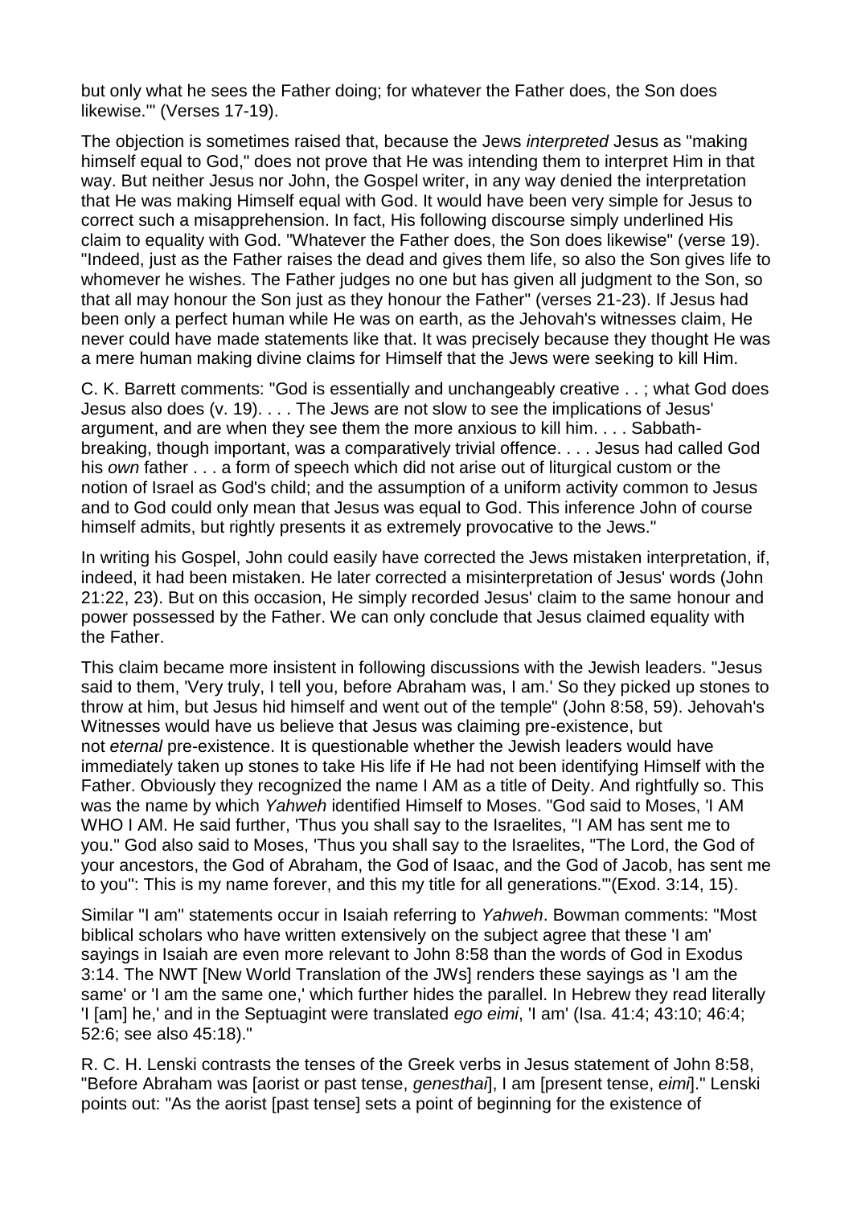but only what he sees the Father doing; for whatever the Father does, the Son does likewise.'" (Verses 17-19).

The objection is sometimes raised that, because the Jews *interpreted* Jesus as "making himself equal to God," does not prove that He was intending them to interpret Him in that way. But neither Jesus nor John, the Gospel writer, in any way denied the interpretation that He was making Himself equal with God. It would have been very simple for Jesus to correct such a misapprehension. In fact, His following discourse simply underlined His claim to equality with God. "Whatever the Father does, the Son does likewise" (verse 19). "Indeed, just as the Father raises the dead and gives them life, so also the Son gives life to whomever he wishes. The Father judges no one but has given all judgment to the Son, so that all may honour the Son just as they honour the Father" (verses 21-23). If Jesus had been only a perfect human while He was on earth, as the Jehovah's witnesses claim, He never could have made statements like that. It was precisely because they thought He was a mere human making divine claims for Himself that the Jews were seeking to kill Him.

C. K. Barrett comments: "God is essentially and unchangeably creative . . ; what God does Jesus also does (v. 19). . . . The Jews are not slow to see the implications of Jesus' argument, and are when they see them the more anxious to kill him. . . . Sabbath-breaking, though important, was a comparatively trivial offence. . . . Jesus had called God his *own* father . . . a form of speech which did not arise out of liturgical custom or the notion of Israel as God's child; and the assumption of a uniform activity common to Jesus and to God could only mean that Jesus was equal to God. This inference John of course himself admits, but rightly presents it as extremely provocative to the Jews."

In writing his Gospel, John could easily have corrected the Jews mistaken interpretation, if, indeed, it had been mistaken. He later corrected a misinterpretation of Jesus' words (John 21:22, 23). But on this occasion, He simply recorded Jesus' claim to the same honour and power possessed by the Father. We can only conclude that Jesus claimed equality with the Father.

This claim became more insistent in following discussions with the Jewish leaders. "Jesus said to them, 'Very truly, I tell you, before Abraham was, I am.' So they picked up stones to throw at him, but Jesus hid himself and went out of the temple" (John 8:58, 59). Jehovah's Witnesses would have us believe that Jesus was claiming pre-existence, but not *eternal* pre-existence. It is questionable whether the Jewish leaders would have immediately taken up stones to take His life if He had not been identifying Himself with the Father. Obviously they recognized the name I AM as a title of Deity. And rightfully so. This was the name by which *Yahweh* identified Himself to Moses. "God said to Moses, 'I AM WHO I AM. He said further, 'Thus you shall say to the Israelites, "I AM has sent me to you." God also said to Moses, 'Thus you shall say to the Israelites, "The Lord, the God of your ancestors, the God of Abraham, the God of Isaac, and the God of Jacob, has sent me to you": This is my name forever, and this my title for all generations.'"(Exod. 3:14, 15).

Similar "I am" statements occur in Isaiah referring to *Yahweh*. Bowman comments: "Most biblical scholars who have written extensively on the subject agree that these 'I am' sayings in Isaiah are even more relevant to John 8:58 than the words of God in Exodus 3:14. The NWT [New World Translation of the JWs] renders these sayings as 'I am the same' or 'I am the same one,' which further hides the parallel. In Hebrew they read literally 'I [am] he,' and in the Septuagint were translated *ego eimi*, 'I am' (Isa. 41:4; 43:10; 46:4; 52:6; see also 45:18)."

R. C. H. Lenski contrasts the tenses of the Greek verbs in Jesus statement of John 8:58, "Before Abraham was [aorist or past tense, *genesthai*], I am [present tense, *eimi*]." Lenski points out: "As the aorist [past tense] sets a point of beginning for the existence of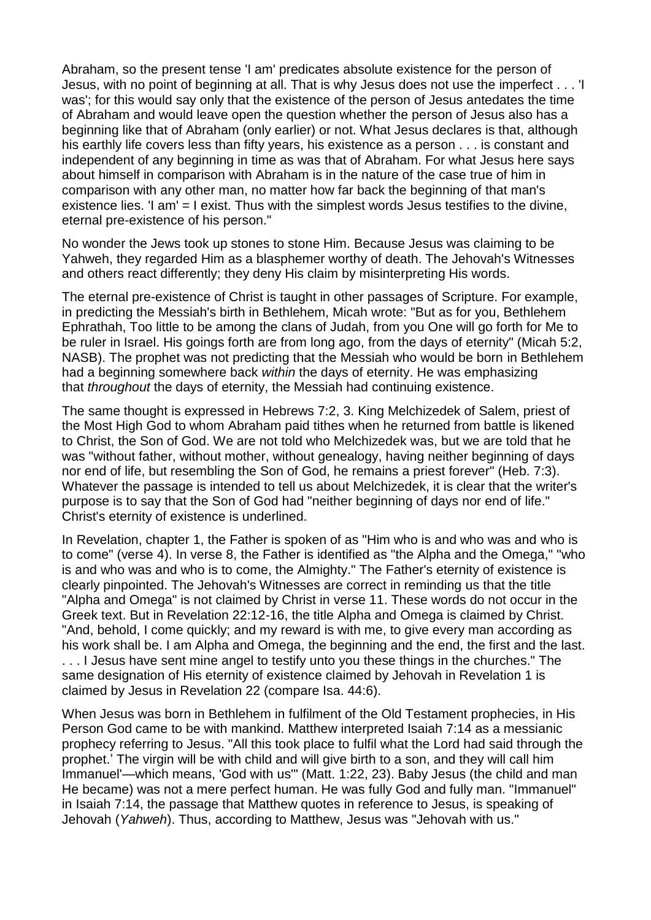Abraham, so the present tense 'I am' predicates absolute existence for the person of Jesus, with no point of beginning at all. That is why Jesus does not use the imperfect . . . 'I was'; for this would say only that the existence of the person of Jesus antedates the time of Abraham and would leave open the question whether the person of Jesus also has a beginning like that of Abraham (only earlier) or not. What Jesus declares is that, although his earthly life covers less than fifty years, his existence as a person . . . is constant and independent of any beginning in time as was that of Abraham. For what Jesus here says about himself in comparison with Abraham is in the nature of the case true of him in comparison with any other man, no matter how far back the beginning of that man's existence lies. 'I am' = I exist. Thus with the simplest words Jesus testifies to the divine, eternal pre-existence of his person."

No wonder the Jews took up stones to stone Him. Because Jesus was claiming to be Yahweh, they regarded Him as a blasphemer worthy of death. The Jehovah's Witnesses and others react differently; they deny His claim by misinterpreting His words.

The eternal pre-existence of Christ is taught in other passages of Scripture. For example, in predicting the Messiah's birth in Bethlehem, Micah wrote: "But as for you, Bethlehem Ephrathah, Too little to be among the clans of Judah, from you One will go forth for Me to be ruler in Israel. His goings forth are from long ago, from the days of eternity" (Micah 5:2, NASB). The prophet was not predicting that the Messiah who would be born in Bethlehem had a beginning somewhere back *within* the days of eternity. He was emphasizing that *throughout* the days of eternity, the Messiah had continuing existence.

The same thought is expressed in Hebrews 7:2, 3. King Melchizedek of Salem, priest of the Most High God to whom Abraham paid tithes when he returned from battle is likened to Christ, the Son of God. We are not told who Melchizedek was, but we are told that he was "without father, without mother, without genealogy, having neither beginning of days nor end of life, but resembling the Son of God, he remains a priest forever" (Heb. 7:3). Whatever the passage is intended to tell us about Melchizedek, it is clear that the writer's purpose is to say that the Son of God had "neither beginning of days nor end of life." Christ's eternity of existence is underlined.

In Revelation, chapter 1, the Father is spoken of as "Him who is and who was and who is to come" (verse 4). In verse 8, the Father is identified as "the Alpha and the Omega," "who is and who was and who is to come, the Almighty." The Father's eternity of existence is clearly pinpointed. The Jehovah's Witnesses are correct in reminding us that the title "Alpha and Omega" is not claimed by Christ in verse 11. These words do not occur in the Greek text. But in Revelation 22:12-16, the title Alpha and Omega is claimed by Christ. "And, behold, I come quickly; and my reward is with me, to give every man according as his work shall be. I am Alpha and Omega, the beginning and the end, the first and the last. . . . I Jesus have sent mine angel to testify unto you these things in the churches." The same designation of His eternity of existence claimed by Jehovah in Revelation 1 is claimed by Jesus in Revelation 22 (compare Isa. 44:6).

When Jesus was born in Bethlehem in fulfilment of the Old Testament prophecies, in His Person God came to be with mankind. Matthew interpreted Isaiah 7:14 as a messianic prophecy referring to Jesus. "All this took place to fulfil what the Lord had said through the prophet.' The virgin will be with child and will give birth to a son, and they will call him Immanuel'—which means, 'God with us'" (Matt. 1:22, 23). Baby Jesus (the child and man He became) was not a mere perfect human. He was fully God and fully man. "Immanuel" in Isaiah 7:14, the passage that Matthew quotes in reference to Jesus, is speaking of Jehovah (*Yahweh*). Thus, according to Matthew, Jesus was "Jehovah with us."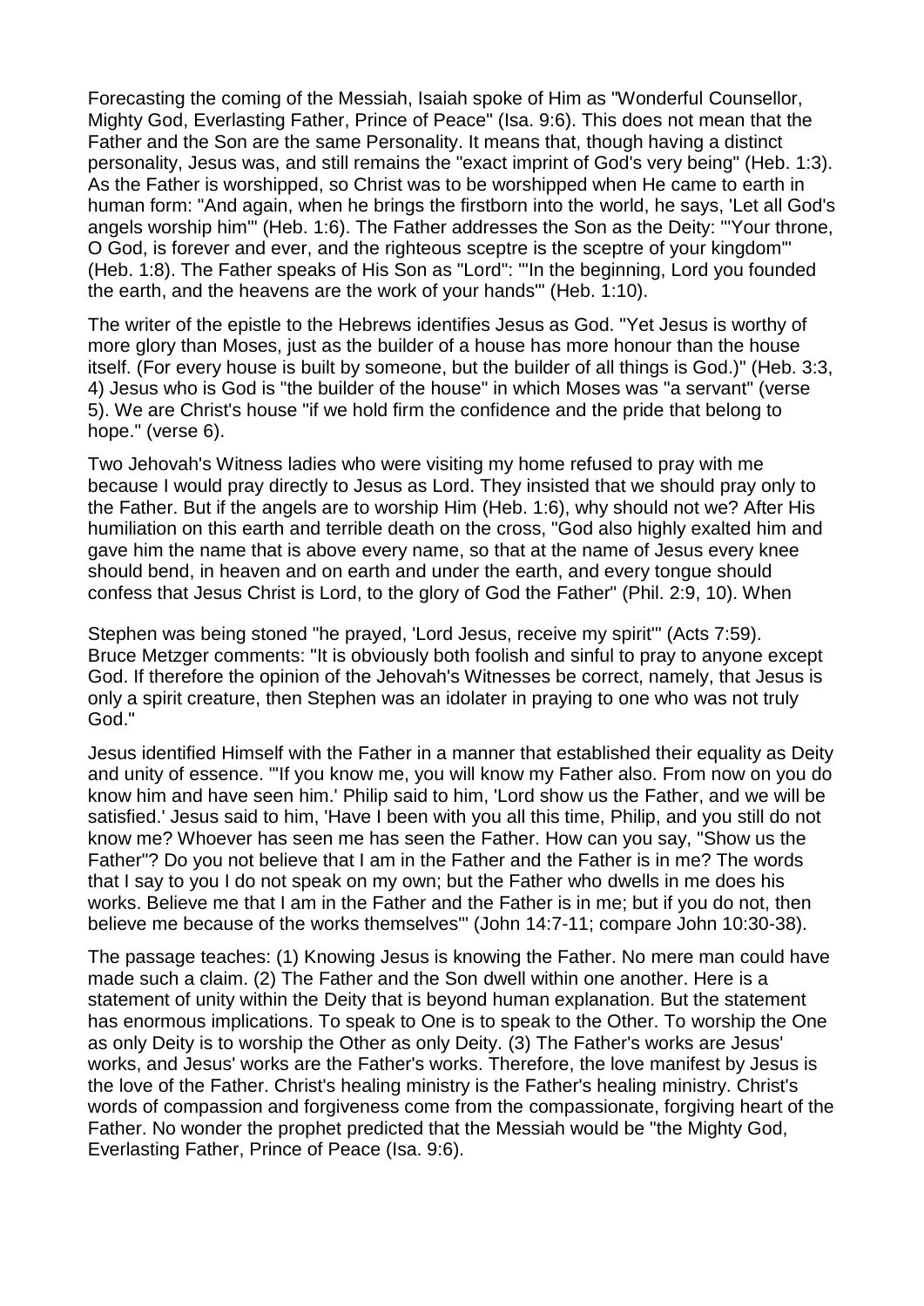Forecasting the coming of the Messiah, Isaiah spoke of Him as "Wonderful Counsellor, Mighty God, Everlasting Father, Prince of Peace" (Isa. 9:6). This does not mean that the Father and the Son are the same Personality. It means that, though having a distinct personality, Jesus was, and still remains the "exact imprint of God's very being" (Heb. 1:3). As the Father is worshipped, so Christ was to be worshipped when He came to earth in human form: "And again, when he brings the firstborn into the world, he says, 'Let all God's angels worship him'" (Heb. 1:6). The Father addresses the Son as the Deity: "'Your throne, O God, is forever and ever, and the righteous sceptre is the sceptre of your kingdom'" (Heb. 1:8). The Father speaks of His Son as "Lord": "'In the beginning, Lord you founded the earth, and the heavens are the work of your hands'" (Heb. 1:10).

The writer of the epistle to the Hebrews identifies Jesus as God. "Yet Jesus is worthy of more glory than Moses, just as the builder of a house has more honour than the house itself. (For every house is built by someone, but the builder of all things is God.)" (Heb. 3:3, 4) Jesus who is God is "the builder of the house" in which Moses was "a servant" (verse 5). We are Christ's house "if we hold firm the confidence and the pride that belong to hope." (verse 6).

Two Jehovah's Witness ladies who were visiting my home refused to pray with me because I would pray directly to Jesus as Lord. They insisted that we should pray only to the Father. But if the angels are to worship Him (Heb. 1:6), why should not we? After His humiliation on this earth and terrible death on the cross, "God also highly exalted him and gave him the name that is above every name, so that at the name of Jesus every knee should bend, in heaven and on earth and under the earth, and every tongue should confess that Jesus Christ is Lord, to the glory of God the Father" (Phil. 2:9, 10). When

Stephen was being stoned "he prayed, 'Lord Jesus, receive my spirit'" (Acts 7:59). Bruce Metzger comments: "It is obviously both foolish and sinful to pray to anyone except God. If therefore the opinion of the Jehovah's Witnesses be correct, namely, that Jesus is only a spirit creature, then Stephen was an idolater in praying to one who was not truly God."

Jesus identified Himself with the Father in a manner that established their equality as Deity and unity of essence. "'If you know me, you will know my Father also. From now on you do know him and have seen him.' Philip said to him, 'Lord show us the Father, and we will be satisfied.' Jesus said to him, 'Have I been with you all this time, Philip, and you still do not know me? Whoever has seen me has seen the Father. How can you say, "Show us the Father"? Do you not believe that I am in the Father and the Father is in me? The words that I say to you I do not speak on my own; but the Father who dwells in me does his works. Believe me that I am in the Father and the Father is in me; but if you do not, then believe me because of the works themselves'" (John 14:7-11; compare John 10:30-38).

The passage teaches: (1) Knowing Jesus is knowing the Father. No mere man could have made such a claim. (2) The Father and the Son dwell within one another. Here is a statement of unity within the Deity that is beyond human explanation. But the statement has enormous implications. To speak to One is to speak to the Other. To worship the One as only Deity is to worship the Other as only Deity. (3) The Father's works are Jesus' works, and Jesus' works are the Father's works. Therefore, the love manifest by Jesus is the love of the Father. Christ's healing ministry is the Father's healing ministry. Christ's words of compassion and forgiveness come from the compassionate, forgiving heart of the Father. No wonder the prophet predicted that the Messiah would be "the Mighty God, Everlasting Father, Prince of Peace (Isa. 9:6).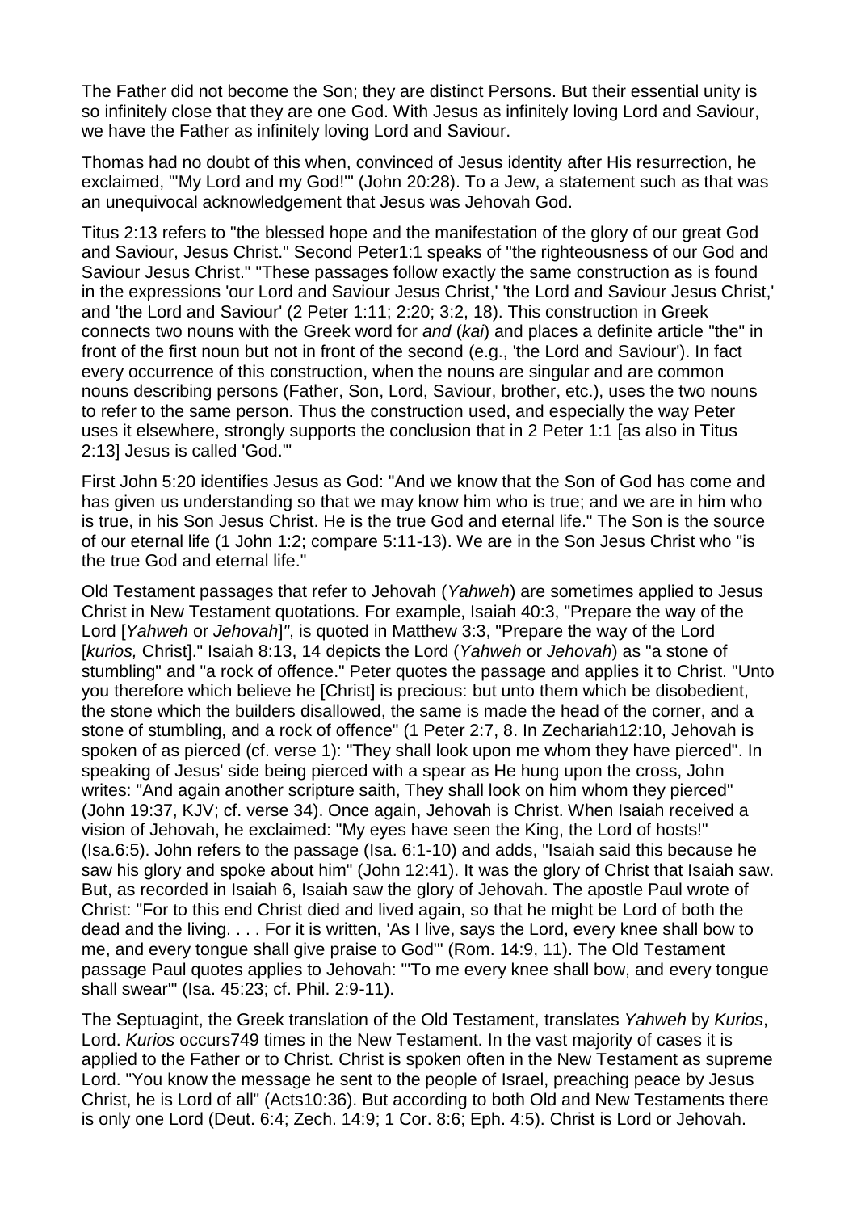The Father did not become the Son; they are distinct Persons. But their essential unity is so infinitely close that they are one God. With Jesus as infinitely loving Lord and Saviour, we have the Father as infinitely loving Lord and Saviour.

Thomas had no doubt of this when, convinced of Jesus identity after His resurrection, he exclaimed, "'My Lord and my God!'" (John 20:28). To a Jew, a statement such as that was an unequivocal acknowledgement that Jesus was Jehovah God.

Titus 2:13 refers to "the blessed hope and the manifestation of the glory of our great God and Saviour, Jesus Christ." Second Peter1:1 speaks of "the righteousness of our God and Saviour Jesus Christ." "These passages follow exactly the same construction as is found in the expressions 'our Lord and Saviour Jesus Christ,' 'the Lord and Saviour Jesus Christ,' and 'the Lord and Saviour' (2 Peter 1:11; 2:20; 3:2, 18). This construction in Greek connects two nouns with the Greek word for *and* (*kai*) and places a definite article "the" in front of the first noun but not in front of the second (e.g., 'the Lord and Saviour'). In fact every occurrence of this construction, when the nouns are singular and are common nouns describing persons (Father, Son, Lord, Saviour, brother, etc.), uses the two nouns to refer to the same person. Thus the construction used, and especially the way Peter uses it elsewhere, strongly supports the conclusion that in 2 Peter 1:1 [as also in Titus 2:13] Jesus is called 'God.'"

First John 5:20 identifies Jesus as God: "And we know that the Son of God has come and has given us understanding so that we may know him who is true; and we are in him who is true, in his Son Jesus Christ. He is the true God and eternal life." The Son is the source of our eternal life (1 John 1:2; compare 5:11-13). We are in the Son Jesus Christ who "is the true God and eternal life."

Old Testament passages that refer to Jehovah (*Yahweh*) are sometimes applied to Jesus Christ in New Testament quotations. For example, Isaiah 40:3, "Prepare the way of the Lord [*Yahweh* or *Jehovah*]*"*, is quoted in Matthew 3:3, "Prepare the way of the Lord [*kurios,* Christ]." Isaiah 8:13, 14 depicts the Lord (*Yahweh* or *Jehovah*) as "a stone of stumbling" and "a rock of offence." Peter quotes the passage and applies it to Christ. "Unto you therefore which believe he [Christ] is precious: but unto them which be disobedient, the stone which the builders disallowed, the same is made the head of the corner, and a stone of stumbling, and a rock of offence" (1 Peter 2:7, 8. In Zechariah12:10, Jehovah is spoken of as pierced (cf. verse 1): "They shall look upon me whom they have pierced". In speaking of Jesus' side being pierced with a spear as He hung upon the cross, John writes: "And again another scripture saith, They shall look on him whom they pierced" (John 19:37, KJV; cf. verse 34). Once again, Jehovah is Christ. When Isaiah received a vision of Jehovah, he exclaimed: "My eyes have seen the King, the Lord of hosts!" (Isa.6:5). John refers to the passage (Isa. 6:1-10) and adds, "Isaiah said this because he saw his glory and spoke about him" (John 12:41). It was the glory of Christ that Isaiah saw. But, as recorded in Isaiah 6, Isaiah saw the glory of Jehovah. The apostle Paul wrote of Christ: "For to this end Christ died and lived again, so that he might be Lord of both the dead and the living. . . . For it is written, 'As I live, says the Lord, every knee shall bow to me, and every tongue shall give praise to God'" (Rom. 14:9, 11). The Old Testament passage Paul quotes applies to Jehovah: "'To me every knee shall bow, and every tongue shall swear'" (Isa. 45:23; cf. Phil. 2:9-11).

The Septuagint, the Greek translation of the Old Testament, translates *Yahweh* by *Kurios*, Lord. *Kurios* occurs749 times in the New Testament. In the vast majority of cases it is applied to the Father or to Christ. Christ is spoken often in the New Testament as supreme Lord. "You know the message he sent to the people of Israel, preaching peace by Jesus Christ, he is Lord of all" (Acts10:36). But according to both Old and New Testaments there is only one Lord (Deut. 6:4; Zech. 14:9; 1 Cor. 8:6; Eph. 4:5). Christ is Lord or Jehovah.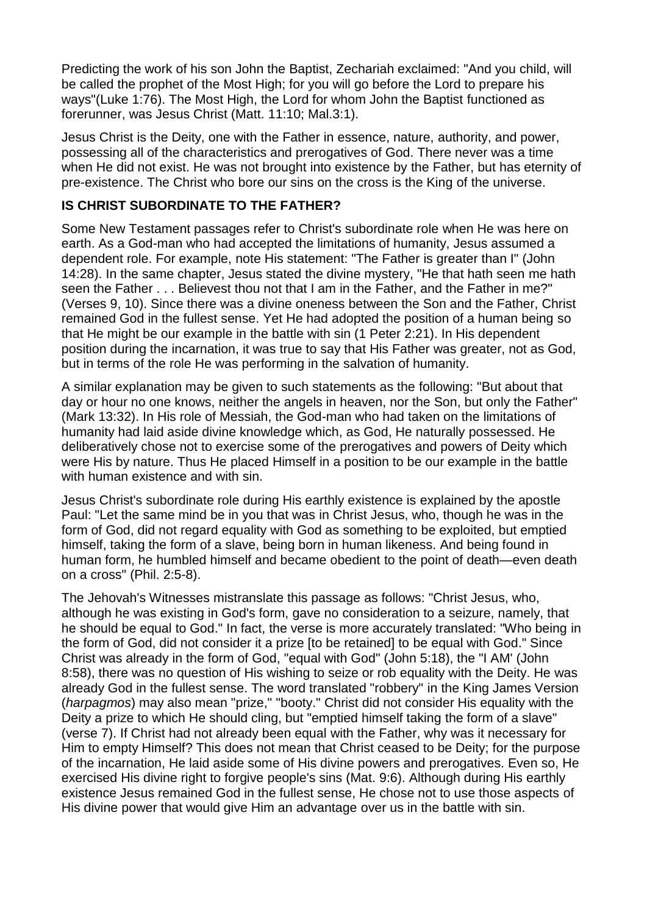Predicting the work of his son John the Baptist, Zechariah exclaimed: "And you child, will be called the prophet of the Most High; for you will go before the Lord to prepare his ways"(Luke 1:76). The Most High, the Lord for whom John the Baptist functioned as forerunner, was Jesus Christ (Matt. 11:10; Mal.3:1).

Jesus Christ is the Deity, one with the Father in essence, nature, authority, and power, possessing all of the characteristics and prerogatives of God. There never was a time when He did not exist. He was not brought into existence by the Father, but has eternity of pre-existence. The Christ who bore our sins on the cross is the King of the universe.

**IS CHRIST SUBORDINATE TO THE FATHER?**

Some New Testament passages refer to Christ's subordinate role when He was here on earth. As a God-man who had accepted the limitations of humanity, Jesus assumed a dependent role. For example, note His statement: "The Father is greater than I" (John 14:28). In the same chapter, Jesus stated the divine mystery, "He that hath seen me hath seen the Father . . . Believest thou not that I am in the Father, and the Father in me?" (Verses 9, 10). Since there was a divine oneness between the Son and the Father, Christ remained God in the fullest sense. Yet He had adopted the position of a human being so that He might be our example in the battle with sin (1 Peter 2:21). In His dependent position during the incarnation, it was true to say that His Father was greater, not as God, but in terms of the role He was performing in the salvation of humanity.

A similar explanation may be given to such statements as the following: "But about that day or hour no one knows, neither the angels in heaven, nor the Son, but only the Father" (Mark 13:32). In His role of Messiah, the God-man who had taken on the limitations of humanity had laid aside divine knowledge which, as God, He naturally possessed. He deliberatively chose not to exercise some of the prerogatives and powers of Deity which were His by nature. Thus He placed Himself in a position to be our example in the battle with human existence and with sin.

Jesus Christ's subordinate role during His earthly existence is explained by the apostle Paul: "Let the same mind be in you that was in Christ Jesus, who, though he was in the form of God, did not regard equality with God as something to be exploited, but emptied himself, taking the form of a slave, being born in human likeness. And being found in human form, he humbled himself and became obedient to the point of death—even death on a cross" (Phil. 2:5-8).

The Jehovah's Witnesses mistranslate this passage as follows: "Christ Jesus, who, although he was existing in God's form, gave no consideration to a seizure, namely, that he should be equal to God." In fact, the verse is more accurately translated: "Who being in the form of God, did not consider it a prize [to be retained] to be equal with God." Since Christ was already in the form of God, "equal with God" (John 5:18), the "I AM' (John 8:58), there was no question of His wishing to seize or rob equality with the Deity. He was already God in the fullest sense. The word translated "robbery" in the King James Version (*harpagmos*) may also mean "prize," "booty." Christ did not consider His equality with the Deity a prize to which He should cling, but "emptied himself taking the form of a slave" (verse 7). If Christ had not already been equal with the Father, why was it necessary for Him to empty Himself? This does not mean that Christ ceased to be Deity; for the purpose of the incarnation, He laid aside some of His divine powers and prerogatives. Even so, He exercised His divine right to forgive people's sins (Mat. 9:6). Although during His earthly existence Jesus remained God in the fullest sense, He chose not to use those aspects of His divine power that would give Him an advantage over us in the battle with sin.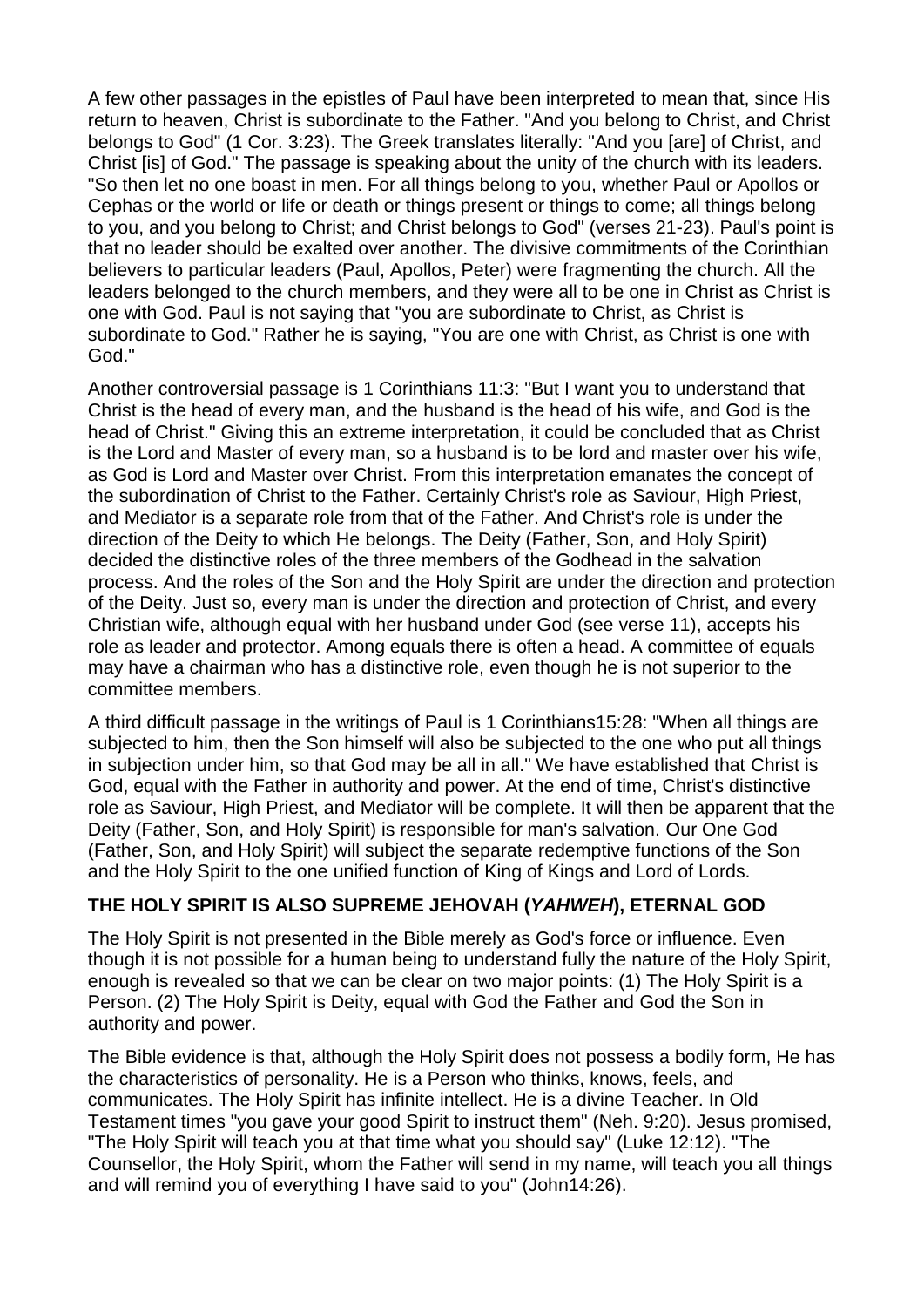A few other passages in the epistles of Paul have been interpreted to mean that, since His return to heaven, Christ is subordinate to the Father. "And you belong to Christ, and Christ belongs to God" (1 Cor. 3:23). The Greek translates literally: "And you [are] of Christ, and Christ [is] of God." The passage is speaking about the unity of the church with its leaders. "So then let no one boast in men. For all things belong to you, whether Paul or Apollos or Cephas or the world or life or death or things present or things to come; all things belong to you, and you belong to Christ; and Christ belongs to God" (verses 21-23). Paul's point is that no leader should be exalted over another. The divisive commitments of the Corinthian believers to particular leaders (Paul, Apollos, Peter) were fragmenting the church. All the leaders belonged to the church members, and they were all to be one in Christ as Christ is one with God. Paul is not saying that "you are subordinate to Christ, as Christ is subordinate to God." Rather he is saying, "You are one with Christ, as Christ is one with God."

Another controversial passage is 1 Corinthians 11:3: "But I want you to understand that Christ is the head of every man, and the husband is the head of his wife, and God is the head of Christ." Giving this an extreme interpretation, it could be concluded that as Christ is the Lord and Master of every man, so a husband is to be lord and master over his wife, as God is Lord and Master over Christ. From this interpretation emanates the concept of the subordination of Christ to the Father. Certainly Christ's role as Saviour, High Priest, and Mediator is a separate role from that of the Father. And Christ's role is under the direction of the Deity to which He belongs. The Deity (Father, Son, and Holy Spirit) decided the distinctive roles of the three members of the Godhead in the salvation process. And the roles of the Son and the Holy Spirit are under the direction and protection of the Deity. Just so, every man is under the direction and protection of Christ, and every Christian wife, although equal with her husband under God (see verse 11), accepts his role as leader and protector. Among equals there is often a head. A committee of equals may have a chairman who has a distinctive role, even though he is not superior to the committee members.

A third difficult passage in the writings of Paul is 1 Corinthians15:28: "When all things are subjected to him, then the Son himself will also be subjected to the one who put all things in subjection under him, so that God may be all in all." We have established that Christ is God, equal with the Father in authority and power. At the end of time, Christ's distinctive role as Saviour, High Priest, and Mediator will be complete. It will then be apparent that the Deity (Father, Son, and Holy Spirit) is responsible for man's salvation. Our One God (Father, Son, and Holy Spirit) will subject the separate redemptive functions of the Son and the Holy Spirit to the one unified function of King of Kings and Lord of Lords.

## THE HOLY SPIRIT IS ALSO SUPREME JEHOVAH (*YAHWEH*), ETERNAL GOD

The Holy Spirit is not presented in the Bible merely as God's force or influence. Even though it is not possible for a human being to understand fully the nature of the Holy Spirit, enough is revealed so that we can be clear on two major points: (1) The Holy Spirit is a Person. (2) The Holy Spirit is Deity, equal with God the Father and God the Son in authority and power.

The Bible evidence is that, although the Holy Spirit does not possess a bodily form, He has the characteristics of personality. He is a Person who thinks, knows, feels, and communicates. The Holy Spirit has infinite intellect. He is a divine Teacher. In Old Testament times "you gave your good Spirit to instruct them" (Neh. 9:20). Jesus promised, "The Holy Spirit will teach you at that time what you should say" (Luke 12:12). "The Counsellor, the Holy Spirit, whom the Father will send in my name, will teach you all things and will remind you of everything I have said to you" (John14:26).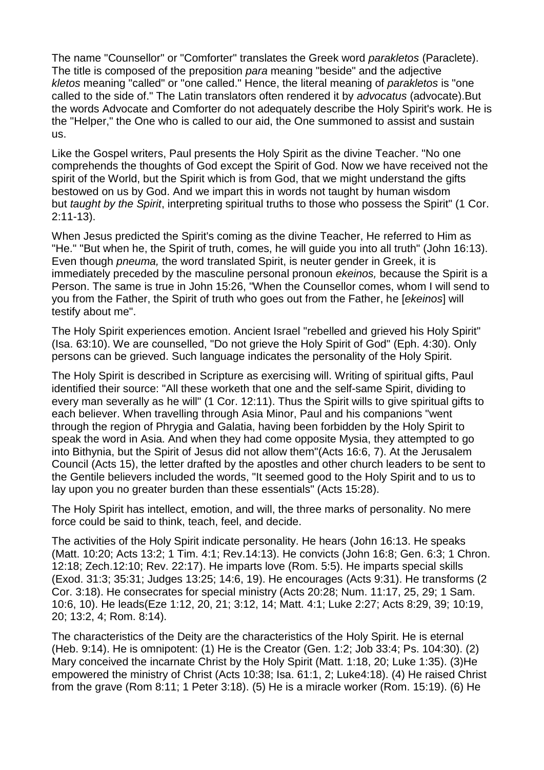The name "Counsellor" or "Comforter" translates the Greek word *parakletos* (Paraclete). The title is composed of the preposition *para* meaning "beside" and the adjective *kletos* meaning "called" or "one called." Hence, the literal meaning of *parakletos* is "one called to the side of." The Latin translators often rendered it by *advocatus* (advocate).But the words Advocate and Comforter do not adequately describe the Holy Spirit's work. He is the "Helper," the One who is called to our aid, the One summoned to assist and sustain us.

Like the Gospel writers, Paul presents the Holy Spirit as the divine Teacher. "No one comprehends the thoughts of God except the Spirit of God. Now we have received not the spirit of the World, but the Spirit which is from God, that we might understand the gifts bestowed on us by God. And we impart this in words not taught by human wisdom but *taught by the Spirit*, interpreting spiritual truths to those who possess the Spirit" (1 Cor. 2:11-13).

When Jesus predicted the Spirit's coming as the divine Teacher, He referred to Him as "He." "But when he, the Spirit of truth, comes, he will guide you into all truth" (John 16:13). Even though *pneuma,* the word translated Spirit, is neuter gender in Greek, it is immediately preceded by the masculine personal pronoun *ekeinos,* because the Spirit is a Person. The same is true in John 15:26, "When the Counsellor comes, whom I will send to you from the Father, the Spirit of truth who goes out from the Father, he [*ekeinos*] will testify about me".

The Holy Spirit experiences emotion. Ancient Israel "rebelled and grieved his Holy Spirit" (Isa. 63:10). We are counselled, "Do not grieve the Holy Spirit of God" (Eph. 4:30). Only persons can be grieved. Such language indicates the personality of the Holy Spirit.

The Holy Spirit is described in Scripture as exercising will. Writing of spiritual gifts, Paul identified their source: "All these worketh that one and the self-same Spirit, dividing to every man severally as he will" (1 Cor. 12:11). Thus the Spirit wills to give spiritual gifts to each believer. When travelling through Asia Minor, Paul and his companions "went through the region of Phrygia and Galatia, having been forbidden by the Holy Spirit to speak the word in Asia. And when they had come opposite Mysia, they attempted to go into Bithynia, but the Spirit of Jesus did not allow them"(Acts 16:6, 7). At the Jerusalem Council (Acts 15), the letter drafted by the apostles and other church leaders to be sent to the Gentile believers included the words, "It seemed good to the Holy Spirit and to us to lay upon you no greater burden than these essentials" (Acts 15:28).

The Holy Spirit has intellect, emotion, and will, the three marks of personality. No mere force could be said to think, teach, feel, and decide.

The activities of the Holy Spirit indicate personality. He hears (John 16:13. He speaks (Matt. 10:20; Acts 13:2; 1 Tim. 4:1; Rev.14:13). He convicts (John 16:8; Gen. 6:3; 1 Chron. 12:18; Zech.12:10; Rev. 22:17). He imparts love (Rom. 5:5). He imparts special skills (Exod. 31:3; 35:31; Judges 13:25; 14:6, 19). He encourages (Acts 9:31). He transforms (2 Cor. 3:18). He consecrates for special ministry (Acts 20:28; Num. 11:17, 25, 29; 1 Sam. 10:6, 10). He leads(Eze 1:12, 20, 21; 3:12, 14; Matt. 4:1; Luke 2:27; Acts 8:29, 39; 10:19, 20; 13:2, 4; Rom. 8:14).

The characteristics of the Deity are the characteristics of the Holy Spirit. He is eternal (Heb. 9:14). He is omnipotent: (1) He is the Creator (Gen. 1:2; Job 33:4; Ps. 104:30). (2) Mary conceived the incarnate Christ by the Holy Spirit (Matt. 1:18, 20; Luke 1:35). (3)He empowered the ministry of Christ (Acts 10:38; Isa. 61:1, 2; Luke4:18). (4) He raised Christ from the grave (Rom 8:11; 1 Peter 3:18). (5) He is a miracle worker (Rom. 15:19). (6) He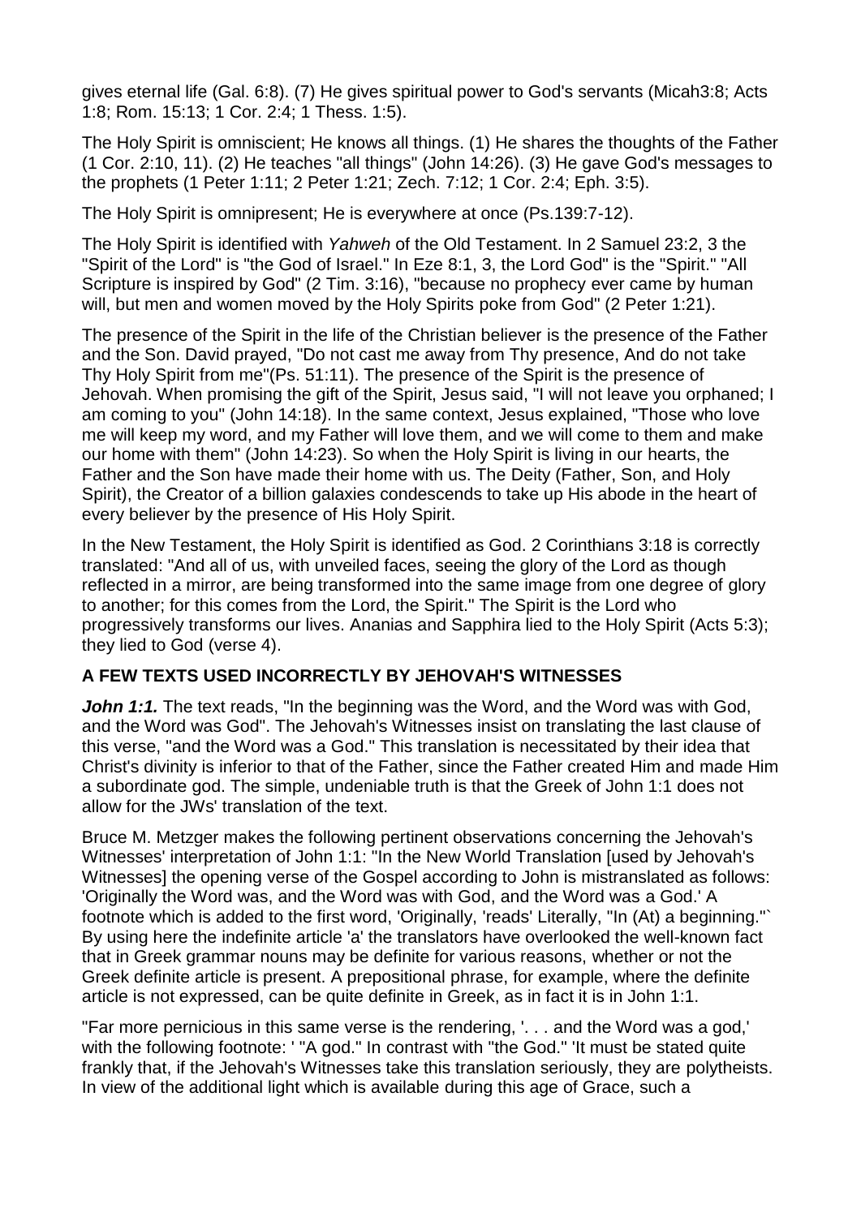gives eternal life (Gal. 6:8). (7) He gives spiritual power to God's servants (Micah3:8; Acts 1:8; Rom. 15:13; 1 Cor. 2:4; 1 Thess. 1:5).

The Holy Spirit is omniscient; He knows all things. (1) He shares the thoughts of the Father (1 Cor. 2:10, 11). (2) He teaches "all things" (John 14:26). (3) He gave God's messages to the prophets (1 Peter 1:11; 2 Peter 1:21; Zech. 7:12; 1 Cor. 2:4; Eph. 3:5).

The Holy Spirit is omnipresent; He is everywhere at once (Ps.139:7-12).

The Holy Spirit is identified with *Yahweh* of the Old Testament. In 2 Samuel 23:2, 3 the "Spirit of the Lord" is "the God of Israel." In Eze 8:1, 3, the Lord God" is the "Spirit." "All Scripture is inspired by God" (2 Tim. 3:16), "because no prophecy ever came by human will, but men and women moved by the Holy Spirits poke from God" (2 Peter 1:21).

The presence of the Spirit in the life of the Christian believer is the presence of the Father and the Son. David prayed, "Do not cast me away from Thy presence, And do not take Thy Holy Spirit from me"(Ps. 51:11). The presence of the Spirit is the presence of Jehovah. When promising the gift of the Spirit, Jesus said, "I will not leave you orphaned; I am coming to you" (John 14:18). In the same context, Jesus explained, "Those who love me will keep my word, and my Father will love them, and we will come to them and make our home with them" (John 14:23). So when the Holy Spirit is living in our hearts, the Father and the Son have made their home with us. The Deity (Father, Son, and Holy Spirit), the Creator of a billion galaxies condescends to take up His abode in the heart of every believer by the presence of His Holy Spirit.

In the New Testament, the Holy Spirit is identified as God. 2 Corinthians 3:18 is correctly translated: "And all of us, with unveiled faces, seeing the glory of the Lord as though reflected in a mirror, are being transformed into the same image from one degree of glory to another; for this comes from the Lord, the Spirit." The Spirit is the Lord who progressively transforms our lives. Ananias and Sapphira lied to the Holy Spirit (Acts 5:3); they lied to God (verse 4).

**A FEW TEXTS USED INCORRECTLY BY JEHOVAH'S WITNESSES**

***John 1:1.*** The text reads, "In the beginning was the Word, and the Word was with God, and the Word was God". The Jehovah's Witnesses insist on translating the last clause of this verse, "and the Word was a God." This translation is necessitated by their idea that Christ's divinity is inferior to that of the Father, since the Father created Him and made Him a subordinate god. The simple, undeniable truth is that the Greek of John 1:1 does not allow for the JWs' translation of the text.

Bruce M. Metzger makes the following pertinent observations concerning the Jehovah's Witnesses' interpretation of John 1:1: "In the New World Translation [used by Jehovah's Witnesses] the opening verse of the Gospel according to John is mistranslated as follows: 'Originally the Word was, and the Word was with God, and the Word was a God.' A footnote which is added to the first word, 'Originally, 'reads' Literally, "In (At) a beginning."` By using here the indefinite article 'a' the translators have overlooked the well-known fact that in Greek grammar nouns may be definite for various reasons, whether or not the Greek definite article is present. A prepositional phrase, for example, where the definite article is not expressed, can be quite definite in Greek, as in fact it is in John 1:1.

"Far more pernicious in this same verse is the rendering, '. . . and the Word was a god,' with the following footnote: ' "A god." In contrast with "the God." 'It must be stated quite frankly that, if the Jehovah's Witnesses take this translation seriously, they are polytheists. In view of the additional light which is available during this age of Grace, such a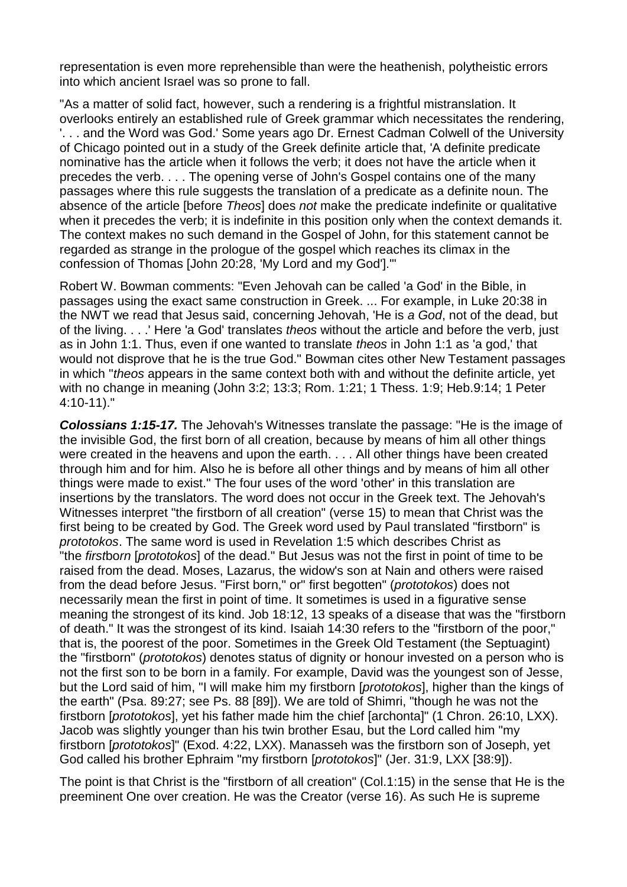representation is even more reprehensible than were the heathenish, polytheistic errors into which ancient Israel was so prone to fall.

"As a matter of solid fact, however, such a rendering is a frightful mistranslation. It overlooks entirely an established rule of Greek grammar which necessitates the rendering, '. . . and the Word was God.' Some years ago Dr. Ernest Cadman Colwell of the University of Chicago pointed out in a study of the Greek definite article that, 'A definite predicate nominative has the article when it follows the verb; it does not have the article when it precedes the verb. . . . The opening verse of John's Gospel contains one of the many passages where this rule suggests the translation of a predicate as a definite noun. The absence of the article [before *Theos*] does *not* make the predicate indefinite or qualitative when it precedes the verb; it is indefinite in this position only when the context demands it. The context makes no such demand in the Gospel of John, for this statement cannot be regarded as strange in the prologue of the gospel which reaches its climax in the confession of Thomas [John 20:28, 'My Lord and my God'].'"

Robert W. Bowman comments: "Even Jehovah can be called 'a God' in the Bible, in passages using the exact same construction in Greek. ... For example, in Luke 20:38 in the NWT we read that Jesus said, concerning Jehovah, 'He is *a God*, not of the dead, but of the living. . . .' Here 'a God' translates *theos* without the article and before the verb, just as in John 1:1. Thus, even if one wanted to translate *theos* in John 1:1 as 'a god,' that would not disprove that he is the true God." Bowman cites other New Testament passages in which "*theos* appears in the same context both with and without the definite article, yet with no change in meaning (John 3:2; 13:3; Rom. 1:21; 1 Thess. 1:9; Heb.9:14; 1 Peter 4:10-11)."

***Colossians 1:15-17.*** The Jehovah's Witnesses translate the passage: "He is the image of the invisible God, the first born of all creation, because by means of him all other things were created in the heavens and upon the earth. . . . All other things have been created through him and for him. Also he is before all other things and by means of him all other things were made to exist." The four uses of the word 'other' in this translation are insertions by the translators. The word does not occur in the Greek text. The Jehovah's Witnesses interpret "the firstborn of all creation" (verse 15) to mean that Christ was the first being to be created by God. The Greek word used by Paul translated "firstborn" is *prototokos*. The same word is used in Revelation 1:5 which describes Christ as "the *first*b*orn* [*prototokos*] of the dead." But Jesus was not the first in point of time to be raised from the dead. Moses, Lazarus, the widow's son at Nain and others were raised from the dead before Jesus. "First born," or" first begotten" (*prototokos*) does not necessarily mean the first in point of time. It sometimes is used in a figurative sense meaning the strongest of its kind. Job 18:12, 13 speaks of a disease that was the "firstborn of death." It was the strongest of its kind. Isaiah 14:30 refers to the "firstborn of the poor," that is, the poorest of the poor. Sometimes in the Greek Old Testament (the Septuagint) the "firstborn" (*prototokos*) denotes status of dignity or honour invested on a person who is not the first son to be born in a family. For example, David was the youngest son of Jesse, but the Lord said of him, "I will make him my firstborn [*prototokos*], higher than the kings of the earth" (Psa. 89:27; see Ps. 88 [89]). We are told of Shimri, "though he was not the firstborn [*prototokos*], yet his father made him the chief [archonta]" (1 Chron. 26:10, LXX). Jacob was slightly younger than his twin brother Esau, but the Lord called him "my firstborn [*prototokos*]" (Exod. 4:22, LXX). Manasseh was the firstborn son of Joseph, yet God called his brother Ephraim "my firstborn [*prototokos*]" (Jer. 31:9, LXX [38:9]).

The point is that Christ is the "firstborn of all creation" (Col.1:15) in the sense that He is the preeminent One over creation. He was the Creator (verse 16). As such He is supreme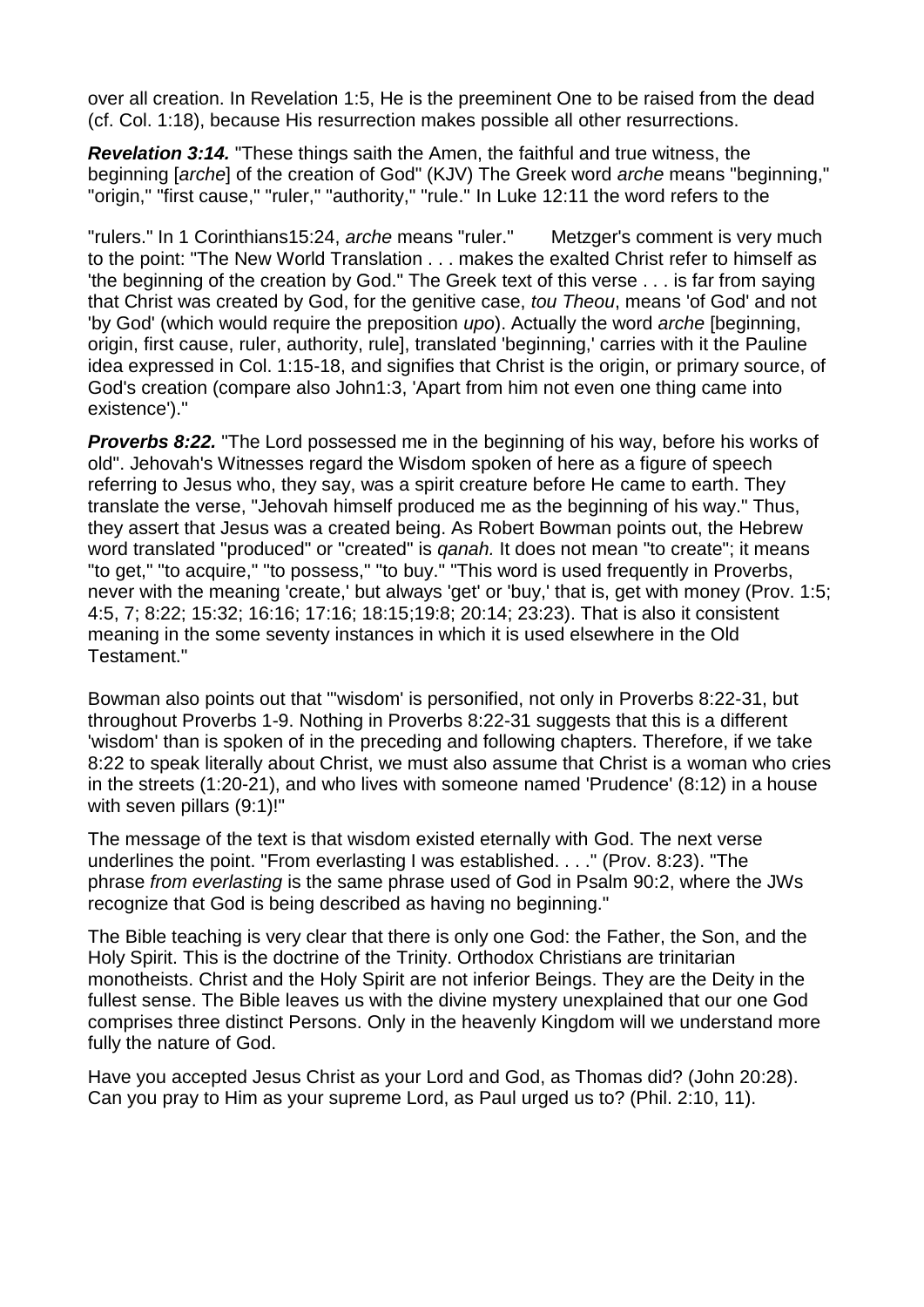over all creation. In Revelation 1:5, He is the preeminent One to be raised from the dead (cf. Col. 1:18), because His resurrection makes possible all other resurrections.

***Revelation 3:14.*** "These things saith the Amen, the faithful and true witness, the beginning [*arche*] of the creation of God" (KJV) The Greek word *arche* means "beginning," "origin," "first cause," "ruler," "authority," "rule." In Luke 12:11 the word refers to the "rulers." In 1 Corinthians15:24, *arche* means "ruler." Metzger's comment is very much to the point: "The New World Translation . . . makes the exalted Christ refer to himself as 'the beginning of the creation by God." The Greek text of this verse . . . is far from saying that Christ was created by God, for the genitive case, *tou Theou*, means 'of God' and not 'by God' (which would require the preposition *upo*). Actually the word *arche* [beginning, origin, first cause, ruler, authority, rule], translated 'beginning,' carries with it the Pauline idea expressed in Col. 1:15-18, and signifies that Christ is the origin, or primary source, of God's creation (compare also John1:3, 'Apart from him not even one thing came into existence')."

***Proverbs 8:22.*** "The Lord possessed me in the beginning of his way, before his works of old". Jehovah's Witnesses regard the Wisdom spoken of here as a figure of speech referring to Jesus who, they say, was a spirit creature before He came to earth. They translate the verse, "Jehovah himself produced me as the beginning of his way." Thus, they assert that Jesus was a created being. As Robert Bowman points out, the Hebrew word translated "produced" or "created" is *qanah.* It does not mean "to create"; it means "to get," "to acquire," "to possess," "to buy." "This word is used frequently in Proverbs, never with the meaning 'create,' but always 'get' or 'buy,' that is, get with money (Prov. 1:5; 4:5, 7; 8:22; 15:32; 16:16; 17:16; 18:15;19:8; 20:14; 23:23). That is also it consistent meaning in the some seventy instances in which it is used elsewhere in the Old Testament."

Bowman also points out that "'wisdom' is personified, not only in Proverbs 8:22-31, but throughout Proverbs 1-9. Nothing in Proverbs 8:22-31 suggests that this is a different 'wisdom' than is spoken of in the preceding and following chapters. Therefore, if we take 8:22 to speak literally about Christ, we must also assume that Christ is a woman who cries in the streets (1:20-21), and who lives with someone named 'Prudence' (8:12) in a house with seven pillars (9:1)!"

The message of the text is that wisdom existed eternally with God. The next verse underlines the point. "From everlasting I was established. . . ." (Prov. 8:23). "The phrase *from everlasting* is the same phrase used of God in Psalm 90:2, where the JWs recognize that God is being described as having no beginning."

The Bible teaching is very clear that there is only one God: the Father, the Son, and the Holy Spirit. This is the doctrine of the Trinity. Orthodox Christians are trinitarian monotheists. Christ and the Holy Spirit are not inferior Beings. They are the Deity in the fullest sense. The Bible leaves us with the divine mystery unexplained that our one God comprises three distinct Persons. Only in the heavenly Kingdom will we understand more fully the nature of God.

Have you accepted Jesus Christ as your Lord and God, as Thomas did? (John 20:28). Can you pray to Him as your supreme Lord, as Paul urged us to? (Phil. 2:10, 11).